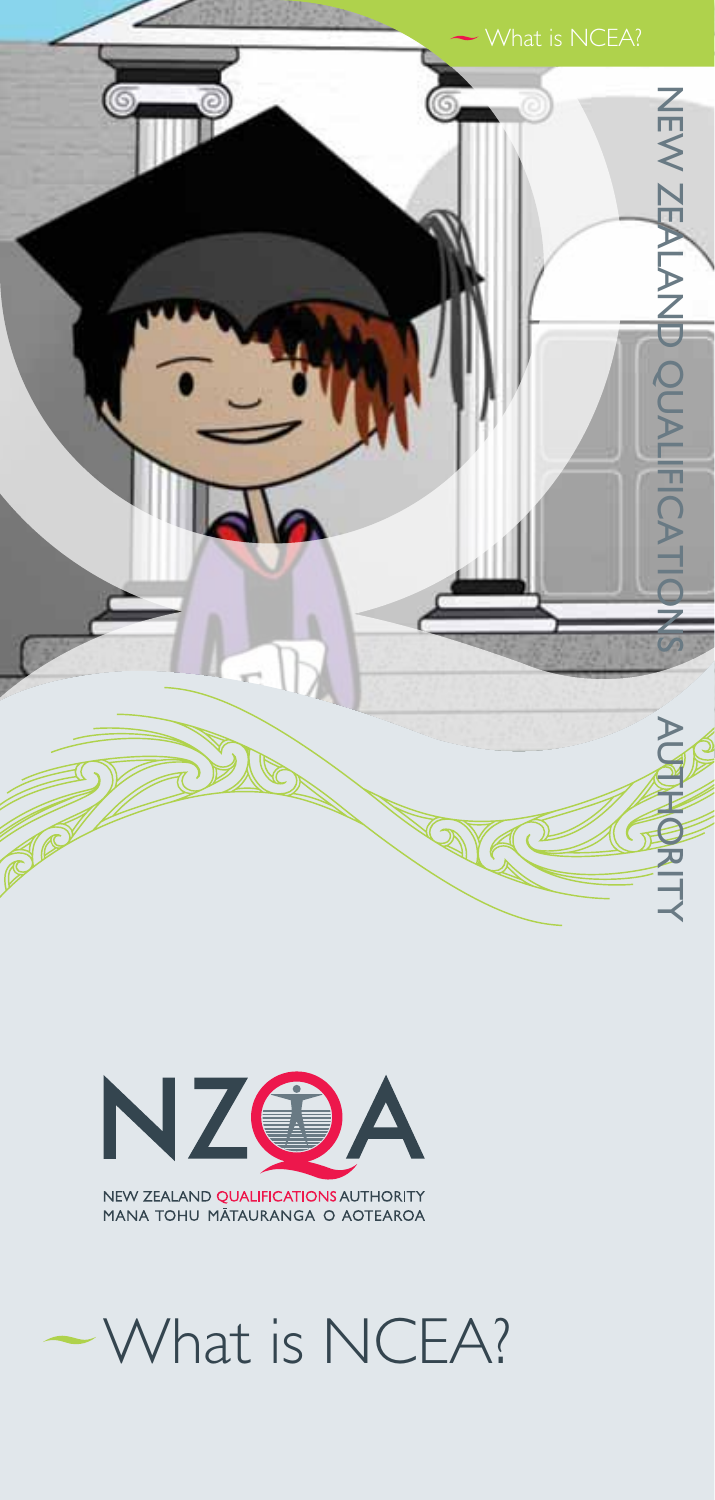What is NCEA?

NEW ZEALAND QUALIFICATIONS AUTHORITY

NZQA

NEW ZEALAND QUALIFICATIONS AUTHORITY
MANA TOHU MĀTAURANGA O AOTEAROA

# What is NCEA?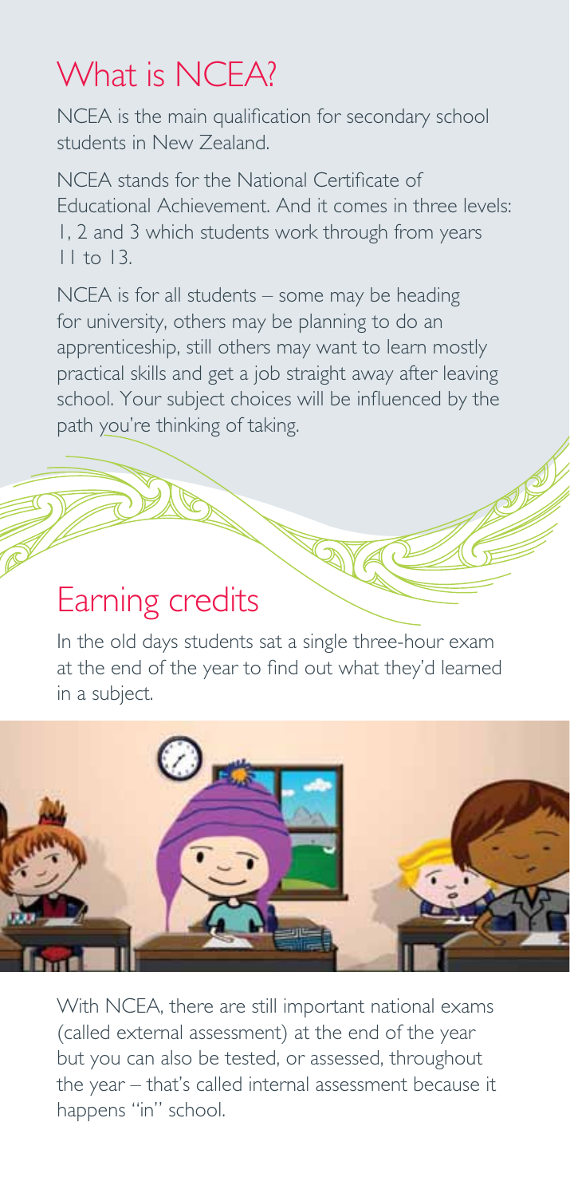## What is NCEA?

NCEA is the main qualification for secondary school students in New Zealand.

NCEA stands for the National Certificate of Educational Achievement. And it comes in three levels: 1, 2 and 3 which students work through from years 11 to 13.

NCEA is for all students – some may be heading for university, others may be planning to do an apprenticeship, still others may want to learn mostly practical skills and get a job straight away after leaving school. Your subject choices will be influenced by the path you're thinking of taking.

## Earning credits

In the old days students sat a single three-hour exam at the end of the year to find out what they'd learned in a subject.

With NCEA, there are still important national exams (called external assessment) at the end of the year but you can also be tested, or assessed, throughout the year – that's called internal assessment because it happens "in" school.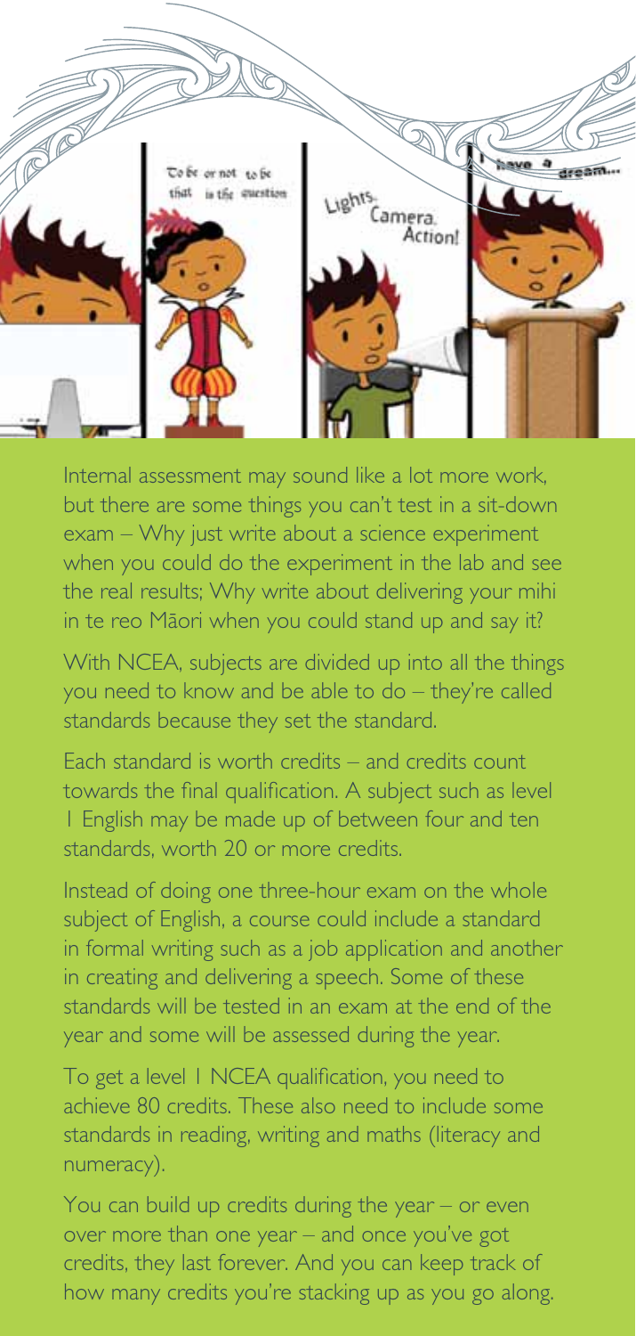Internal assessment may sound like a lot more work, but there are some things you can't test in a sit-down exam – Why just write about a science experiment when you could do the experiment in the lab and see the real results; Why write about delivering your mihi in te reo Māori when you could stand up and say it?

With NCEA, subjects are divided up into all the things you need to know and be able to do – they're called standards because they set the standard.

Each standard is worth credits – and credits count towards the final qualification. A subject such as level 1 English may be made up of between four and ten standards, worth 20 or more credits.

Instead of doing one three-hour exam on the whole subject of English, a course could include a standard in formal writing such as a job application and another in creating and delivering a speech. Some of these standards will be tested in an exam at the end of the year and some will be assessed during the year.

To get a level 1 NCEA qualification, you need to achieve 80 credits. These also need to include some standards in reading, writing and maths (literacy and numeracy).

You can build up credits during the year – or even over more than one year – and once you've got credits, they last forever. And you can keep track of how many credits you're stacking up as you go along.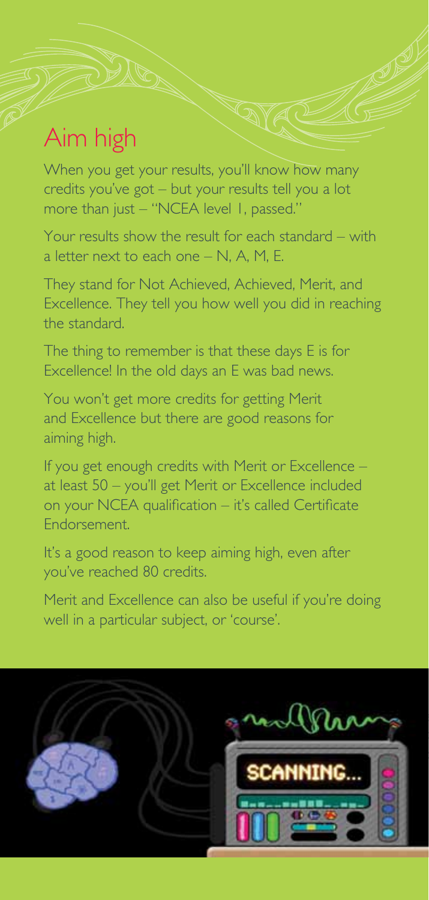# Aim high

When you get your results, you'll know how many credits you've got – but your results tell you a lot more than just – "NCEA level 1, passed."

Your results show the result for each standard – with a letter next to each one – N, A, M, E.

They stand for Not Achieved, Achieved, Merit, and Excellence. They tell you how well you did in reaching the standard.

The thing to remember is that these days E is for Excellence! In the old days an E was bad news.

You won't get more credits for getting Merit and Excellence but there are good reasons for aiming high.

If you get enough credits with Merit or Excellence – at least 50 – you'll get Merit or Excellence included on your NCEA qualification – it's called Certificate Endorsement.

It's a good reason to keep aiming high, even after you've reached 80 credits.

Merit and Excellence can also be useful if you're doing well in a particular subject, or 'course'.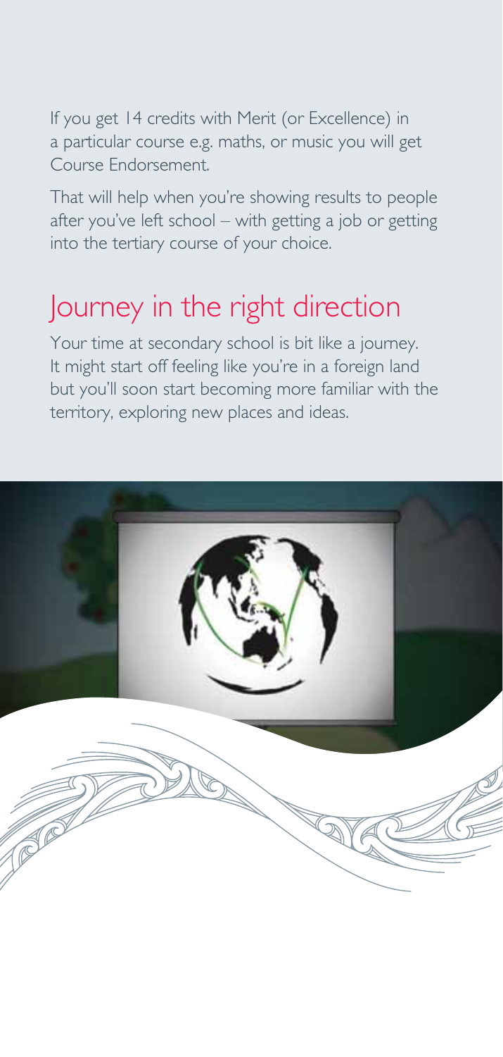If you get 14 credits with Merit (or Excellence) in a particular course e.g. maths, or music you will get Course Endorsement.

That will help when you're showing results to people after you've left school – with getting a job or getting into the tertiary course of your choice.

## Journey in the right direction

Your time at secondary school is bit like a journey. It might start off feeling like you're in a foreign land but you'll soon start becoming more familiar with the territory, exploring new places and ideas.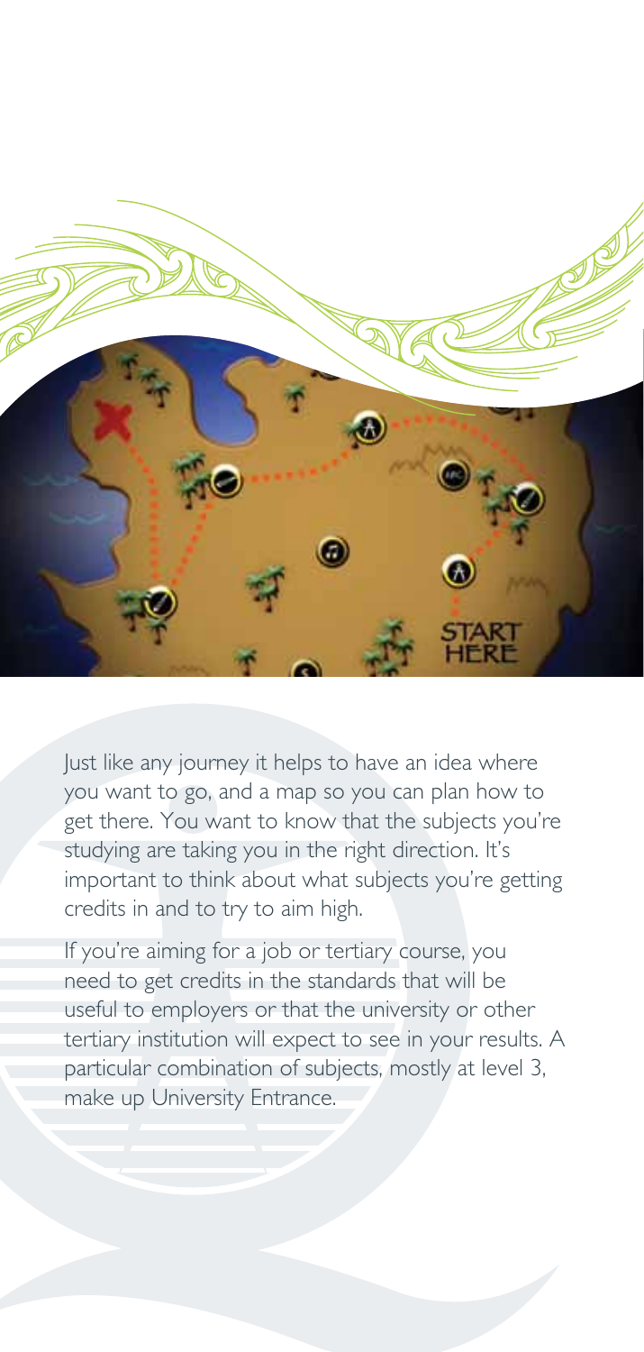Just like any journey it helps to have an idea where you want to go, and a map so you can plan how to get there. You want to know that the subjects you're studying are taking you in the right direction. It's important to think about what subjects you're getting credits in and to try to aim high.

If you're aiming for a job or tertiary course, you need to get credits in the standards that will be useful to employers or that the university or other tertiary institution will expect to see in your results. A particular combination of subjects, mostly at level 3, make up University Entrance.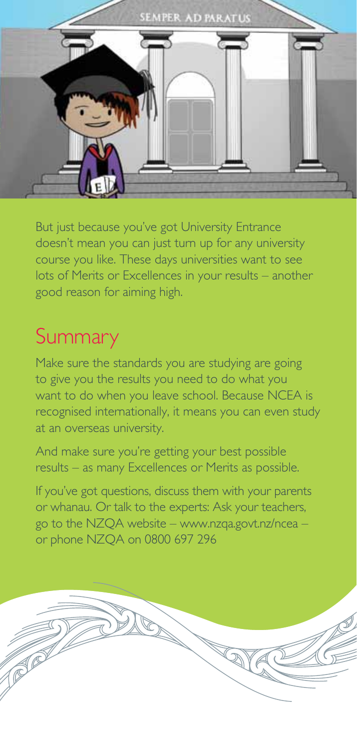But just because you've got University Entrance doesn't mean you can just turn up for any university course you like. These days universities want to see lots of Merits or Excellences in your results – another good reason for aiming high.

## Summary

Make sure the standards you are studying are going to give you the results you need to do what you want to do when you leave school. Because NCEA is recognised internationally, it means you can even study at an overseas university.

And make sure you're getting your best possible results – as many Excellences or Merits as possible.

If you've got questions, discuss them with your parents or whanau. Or talk to the experts: Ask your teachers, go to the NZQA website – www.nzqa.govt.nz/ncea – or phone NZQA on 0800 697 296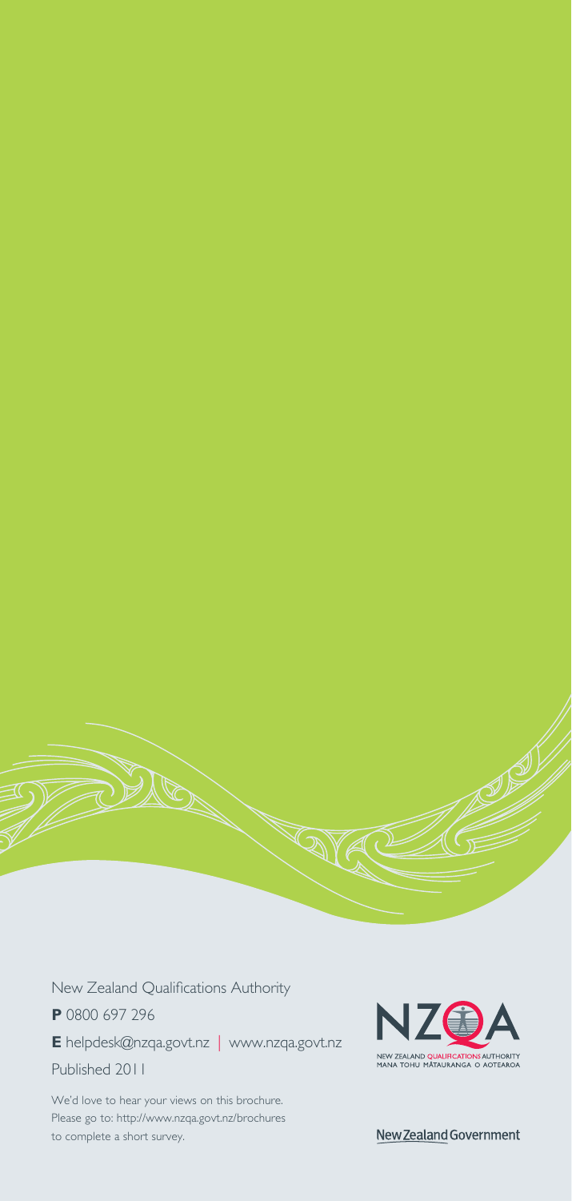New Zealand Qualifications Authority

**P** 0800 697 296

**E** helpdesk@nzqa.govt.nz | www.nzqa.govt.nz

Published 2011

We'd love to hear your views on this brochure. Please go to: http://www.nzqa.govt.nz/brochures to complete a short survey.

NZQA
NEW ZEALAND QUALIFICATIONS AUTHORITY
MANA TOHU MĀTAURANGA O AOTEAROA

New Zealand Government